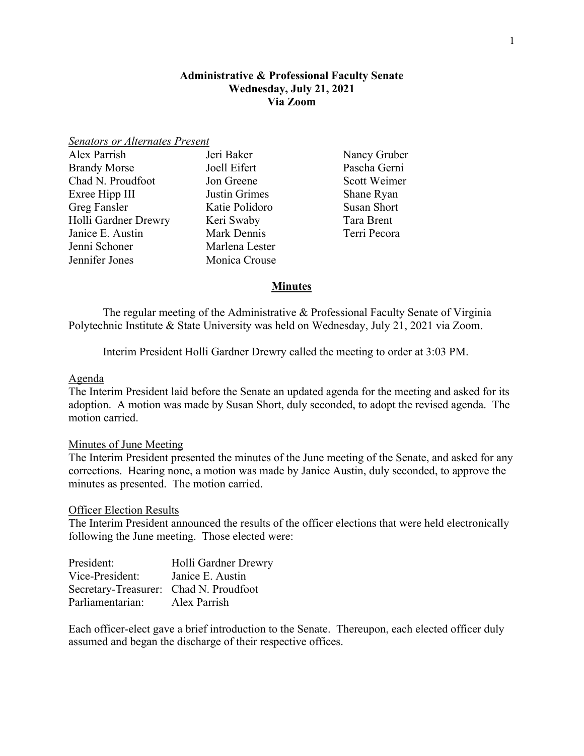# Administrative & Professional Faculty Senate
## Wednesday, July 21, 2021
## Via Zoom

*Senators or Alternates Present*

| | | |
|---|---|---|
| Alex Parrish | Jeri Baker | Nancy Gruber |
| Brandy Morse | Joell Eifert | Pascha Gerni |
| Chad N. Proudfoot | Jon Greene | Scott Weimer |
| Exree Hipp III | Justin Grimes | Shane Ryan |
| Greg Fansler | Katie Polidoro | Susan Short |
| Holli Gardner Drewry | Keri Swaby | Tara Brent |
| Janice E. Austin | Mark Dennis | Terri Pecora |
| Jenni Schoner | Marlena Lester | |
| Jennifer Jones | Monica Crouse | |

## Minutes

The regular meeting of the Administrative & Professional Faculty Senate of Virginia Polytechnic Institute & State University was held on Wednesday, July 21, 2021 via Zoom.

Interim President Holli Gardner Drewry called the meeting to order at 3:03 PM.

### Agenda

The Interim President laid before the Senate an updated agenda for the meeting and asked for its adoption. A motion was made by Susan Short, duly seconded, to adopt the revised agenda. The motion carried.

### Minutes of June Meeting

The Interim President presented the minutes of the June meeting of the Senate, and asked for any corrections. Hearing none, a motion was made by Janice Austin, duly seconded, to approve the minutes as presented. The motion carried.

### Officer Election Results

The Interim President announced the results of the officer elections that were held electronically following the June meeting. Those elected were:

| | |
|---|---|
| President: | Holli Gardner Drewry |
| Vice-President: | Janice E. Austin |
| Secretary-Treasurer: | Chad N. Proudfoot |
| Parliamentarian: | Alex Parrish |

Each officer-elect gave a brief introduction to the Senate. Thereupon, each elected officer duly assumed and began the discharge of their respective offices.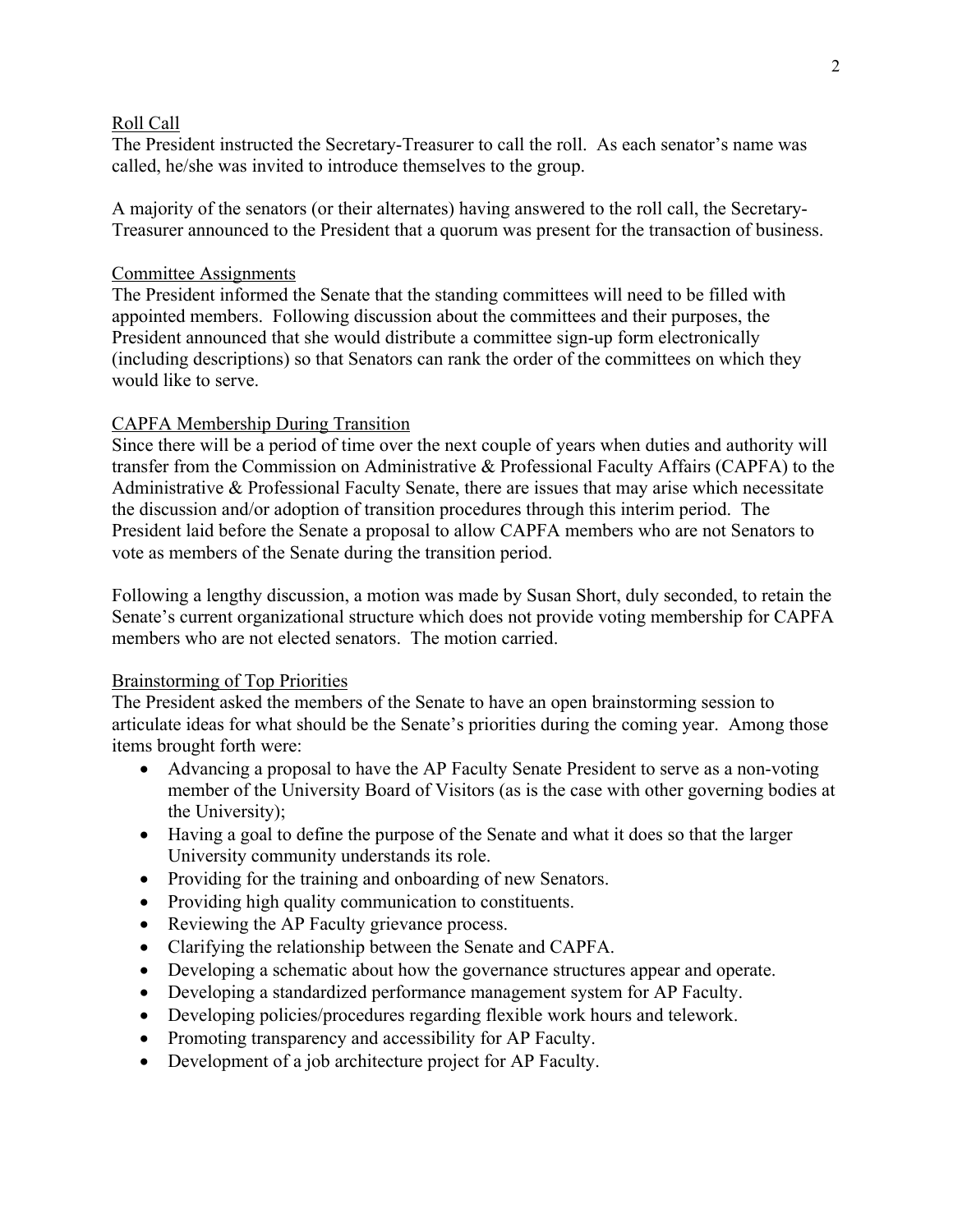## Roll Call

The President instructed the Secretary-Treasurer to call the roll. As each senator's name was called, he/she was invited to introduce themselves to the group.

A majority of the senators (or their alternates) having answered to the roll call, the Secretary-Treasurer announced to the President that a quorum was present for the transaction of business.

## Committee Assignments

The President informed the Senate that the standing committees will need to be filled with appointed members. Following discussion about the committees and their purposes, the President announced that she would distribute a committee sign-up form electronically (including descriptions) so that Senators can rank the order of the committees on which they would like to serve.

## CAPFA Membership During Transition

Since there will be a period of time over the next couple of years when duties and authority will transfer from the Commission on Administrative & Professional Faculty Affairs (CAPFA) to the Administrative & Professional Faculty Senate, there are issues that may arise which necessitate the discussion and/or adoption of transition procedures through this interim period. The President laid before the Senate a proposal to allow CAPFA members who are not Senators to vote as members of the Senate during the transition period.

Following a lengthy discussion, a motion was made by Susan Short, duly seconded, to retain the Senate's current organizational structure which does not provide voting membership for CAPFA members who are not elected senators. The motion carried.

## Brainstorming of Top Priorities

The President asked the members of the Senate to have an open brainstorming session to articulate ideas for what should be the Senate's priorities during the coming year. Among those items brought forth were:

- Advancing a proposal to have the AP Faculty Senate President to serve as a non-voting member of the University Board of Visitors (as is the case with other governing bodies at the University);
- Having a goal to define the purpose of the Senate and what it does so that the larger University community understands its role.
- Providing for the training and onboarding of new Senators.
- Providing high quality communication to constituents.
- Reviewing the AP Faculty grievance process.
- Clarifying the relationship between the Senate and CAPFA.
- Developing a schematic about how the governance structures appear and operate.
- Developing a standardized performance management system for AP Faculty.
- Developing policies/procedures regarding flexible work hours and telework.
- Promoting transparency and accessibility for AP Faculty.
- Development of a job architecture project for AP Faculty.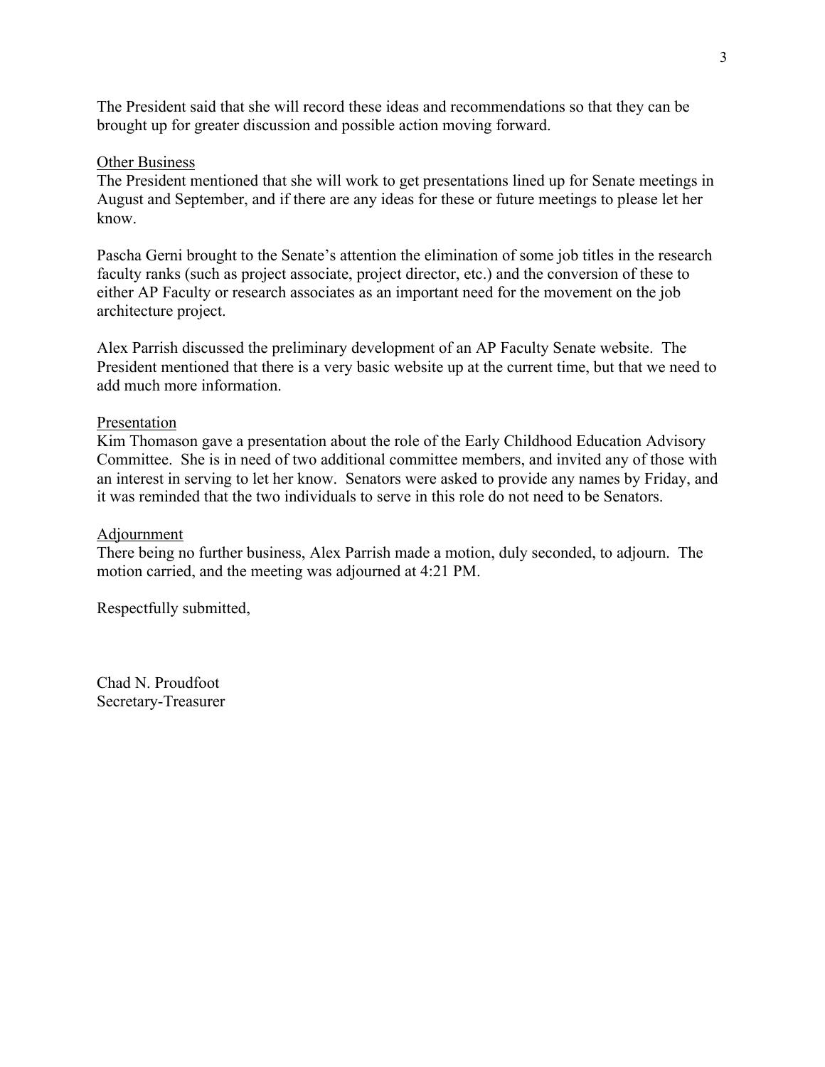The President said that she will record these ideas and recommendations so that they can be brought up for greater discussion and possible action moving forward.

<u>Other Business</u>

The President mentioned that she will work to get presentations lined up for Senate meetings in August and September, and if there are any ideas for these or future meetings to please let her know.

Pascha Gerni brought to the Senate's attention the elimination of some job titles in the research faculty ranks (such as project associate, project director, etc.) and the conversion of these to either AP Faculty or research associates as an important need for the movement on the job architecture project.

Alex Parrish discussed the preliminary development of an AP Faculty Senate website. The President mentioned that there is a very basic website up at the current time, but that we need to add much more information.

<u>Presentation</u>

Kim Thomason gave a presentation about the role of the Early Childhood Education Advisory Committee. She is in need of two additional committee members, and invited any of those with an interest in serving to let her know. Senators were asked to provide any names by Friday, and it was reminded that the two individuals to serve in this role do not need to be Senators.

<u>Adjournment</u>

There being no further business, Alex Parrish made a motion, duly seconded, to adjourn. The motion carried, and the meeting was adjourned at 4:21 PM.

Respectfully submitted,

Chad N. Proudfoot
Secretary-Treasurer